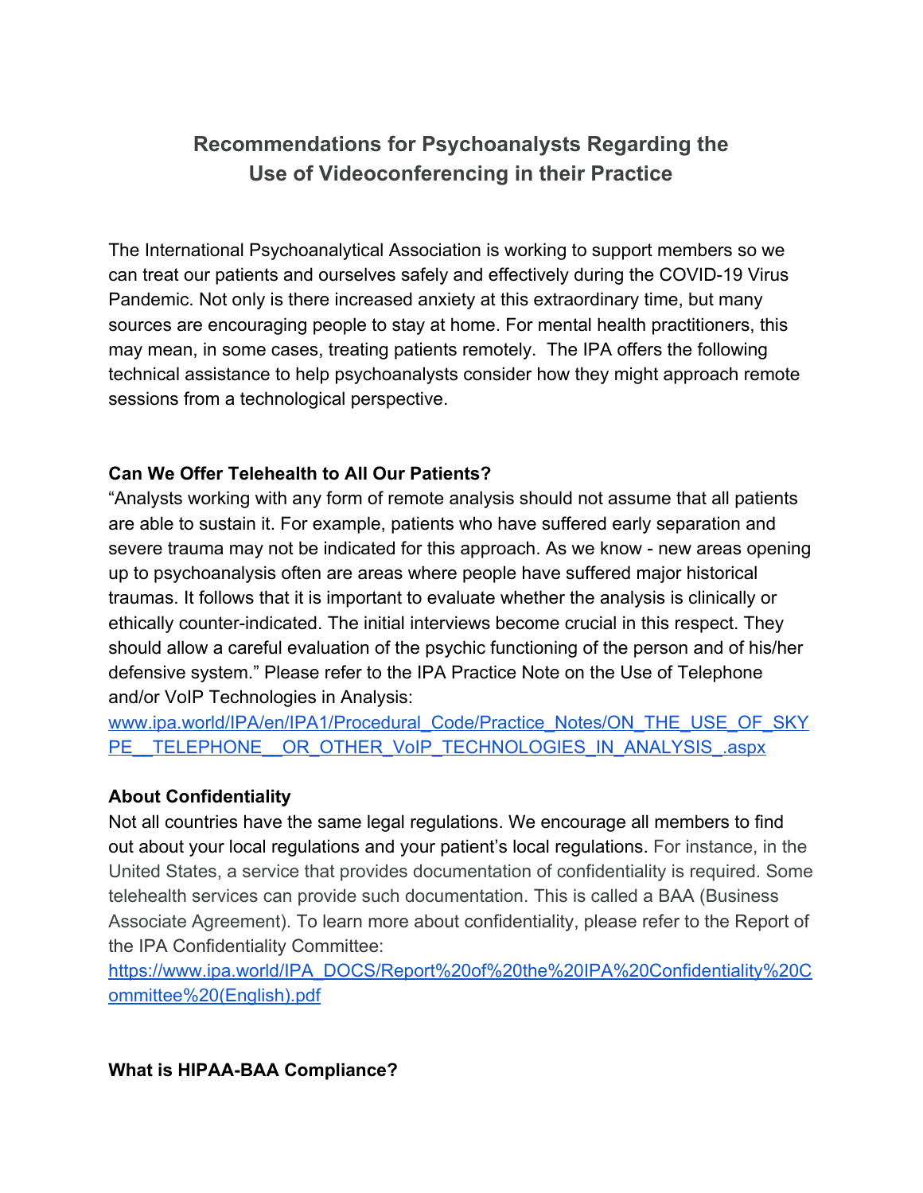# Recommendations for Psychoanalysts Regarding the Use of Videoconferencing in their Practice

The International Psychoanalytical Association is working to support members so we can treat our patients and ourselves safely and effectively during the COVID-19 Virus Pandemic. Not only is there increased anxiety at this extraordinary time, but many sources are encouraging people to stay at home. For mental health practitioners, this may mean, in some cases, treating patients remotely. The IPA offers the following technical assistance to help psychoanalysts consider how they might approach remote sessions from a technological perspective.

### Can We Offer Telehealth to All Our Patients?

"Analysts working with any form of remote analysis should not assume that all patients are able to sustain it. For example, patients who have suffered early separation and severe trauma may not be indicated for this approach. As we know - new areas opening up to psychoanalysis often are areas where people have suffered major historical traumas. It follows that it is important to evaluate whether the analysis is clinically or ethically counter-indicated. The initial interviews become crucial in this respect. They should allow a careful evaluation of the psychic functioning of the person and of his/her defensive system." Please refer to the IPA Practice Note on the Use of Telephone and/or VoIP Technologies in Analysis: [www.ipa.world/IPA/en/IPA1/Procedural_Code/Practice_Notes/ON_THE_USE_OF_SKYPE__TELEPHONE__OR_OTHER_VoIP_TECHNOLOGIES_IN_ANALYSIS_.aspx](www.ipa.world/IPA/en/IPA1/Procedural_Code/Practice_Notes/ON_THE_USE_OF_SKYPE__TELEPHONE__OR_OTHER_VoIP_TECHNOLOGIES_IN_ANALYSIS_.aspx)

### About Confidentiality

Not all countries have the same legal regulations. We encourage all members to find out about your local regulations and your patient's local regulations. For instance, in the United States, a service that provides documentation of confidentiality is required. Some telehealth services can provide such documentation. This is called a BAA (Business Associate Agreement). To learn more about confidentiality, please refer to the Report of the IPA Confidentiality Committee: [https://www.ipa.world/IPA_DOCS/Report%20of%20the%20IPA%20Confidentiality%20Committee%20(English).pdf](https://www.ipa.world/IPA_DOCS/Report%20of%20the%20IPA%20Confidentiality%20Committee%20(English).pdf)

### What is HIPAA-BAA Compliance?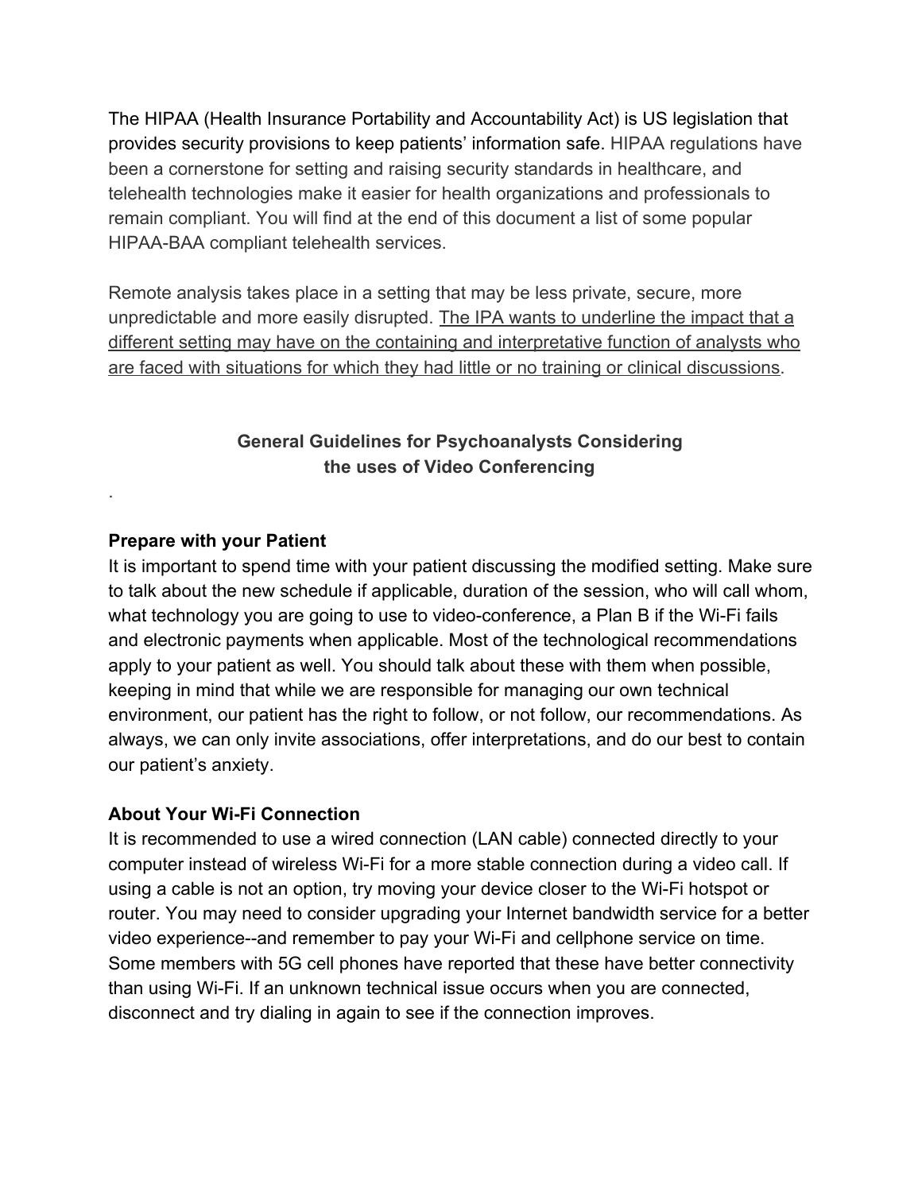The HIPAA (Health Insurance Portability and Accountability Act) is US legislation that provides security provisions to keep patients' information safe. HIPAA regulations have been a cornerstone for setting and raising security standards in healthcare, and telehealth technologies make it easier for health organizations and professionals to remain compliant. You will find at the end of this document a list of some popular HIPAA-BAA compliant telehealth services.

Remote analysis takes place in a setting that may be less private, secure, more unpredictable and more easily disrupted. <u>The IPA wants to underline the impact that a different setting may have on the containing and interpretative function of analysts who are faced with situations for which they had little or no training or clinical discussions</u>.

## General Guidelines for Psychoanalysts Considering the uses of Video Conferencing

.

**Prepare with your Patient**

It is important to spend time with your patient discussing the modified setting. Make sure to talk about the new schedule if applicable, duration of the session, who will call whom, what technology you are going to use to video-conference, a Plan B if the Wi-Fi fails and electronic payments when applicable. Most of the technological recommendations apply to your patient as well. You should talk about these with them when possible, keeping in mind that while we are responsible for managing our own technical environment, our patient has the right to follow, or not follow, our recommendations. As always, we can only invite associations, offer interpretations, and do our best to contain our patient's anxiety.

**About Your Wi-Fi Connection**

It is recommended to use a wired connection (LAN cable) connected directly to your computer instead of wireless Wi-Fi for a more stable connection during a video call. If using a cable is not an option, try moving your device closer to the Wi-Fi hotspot or router. You may need to consider upgrading your Internet bandwidth service for a better video experience--and remember to pay your Wi-Fi and cellphone service on time. Some members with 5G cell phones have reported that these have better connectivity than using Wi-Fi. If an unknown technical issue occurs when you are connected, disconnect and try dialing in again to see if the connection improves.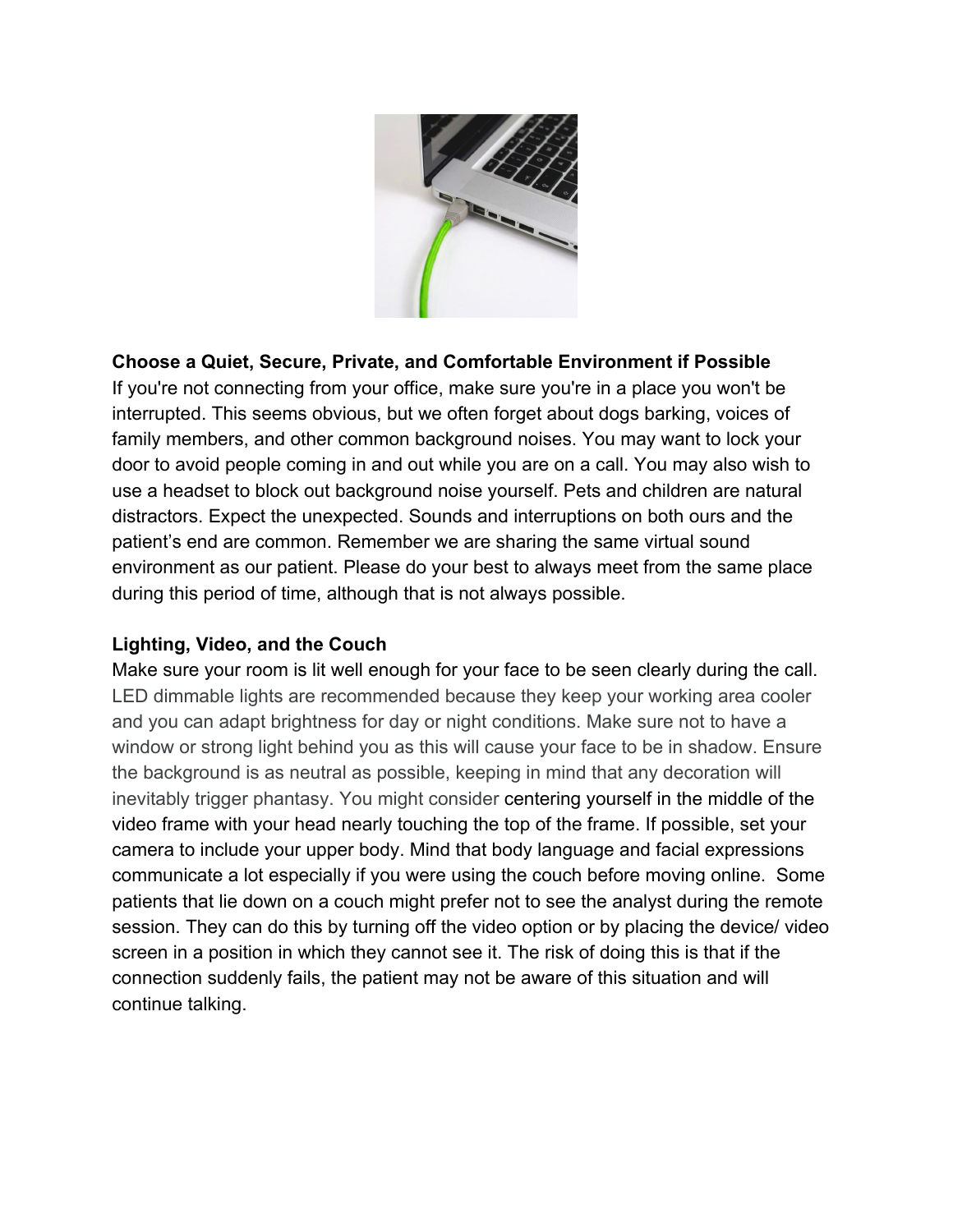**Choose a Quiet, Secure, Private, and Comfortable Environment if Possible**

If you're not connecting from your office, make sure you're in a place you won't be interrupted. This seems obvious, but we often forget about dogs barking, voices of family members, and other common background noises. You may want to lock your door to avoid people coming in and out while you are on a call. You may also wish to use a headset to block out background noise yourself. Pets and children are natural distractors. Expect the unexpected. Sounds and interruptions on both ours and the patient's end are common. Remember we are sharing the same virtual sound environment as our patient. Please do your best to always meet from the same place during this period of time, although that is not always possible.

**Lighting, Video, and the Couch**

Make sure your room is lit well enough for your face to be seen clearly during the call. LED dimmable lights are recommended because they keep your working area cooler and you can adapt brightness for day or night conditions. Make sure not to have a window or strong light behind you as this will cause your face to be in shadow. Ensure the background is as neutral as possible, keeping in mind that any decoration will inevitably trigger phantasy. You might consider centering yourself in the middle of the video frame with your head nearly touching the top of the frame. If possible, set your camera to include your upper body. Mind that body language and facial expressions communicate a lot especially if you were using the couch before moving online. Some patients that lie down on a couch might prefer not to see the analyst during the remote session. They can do this by turning off the video option or by placing the device/ video screen in a position in which they cannot see it. The risk of doing this is that if the connection suddenly fails, the patient may not be aware of this situation and will continue talking.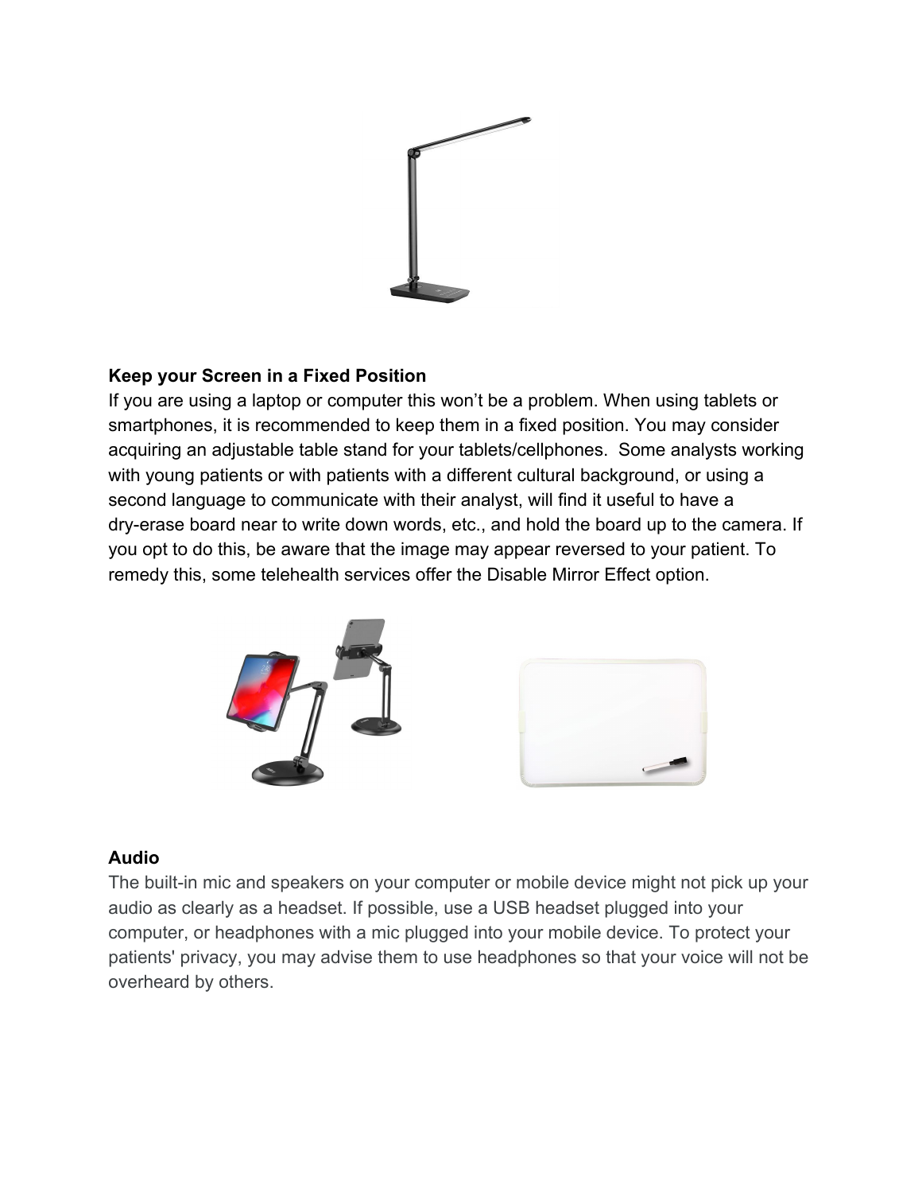**Keep your Screen in a Fixed Position**

If you are using a laptop or computer this won't be a problem. When using tablets or smartphones, it is recommended to keep them in a fixed position. You may consider acquiring an adjustable table stand for your tablets/cellphones. Some analysts working with young patients or with patients with a different cultural background, or using a second language to communicate with their analyst, will find it useful to have a dry-erase board near to write down words, etc., and hold the board up to the camera. If you opt to do this, be aware that the image may appear reversed to your patient. To remedy this, some telehealth services offer the Disable Mirror Effect option.

**Audio**

The built-in mic and speakers on your computer or mobile device might not pick up your audio as clearly as a headset. If possible, use a USB headset plugged into your computer, or headphones with a mic plugged into your mobile device. To protect your patients' privacy, you may advise them to use headphones so that your voice will not be overheard by others.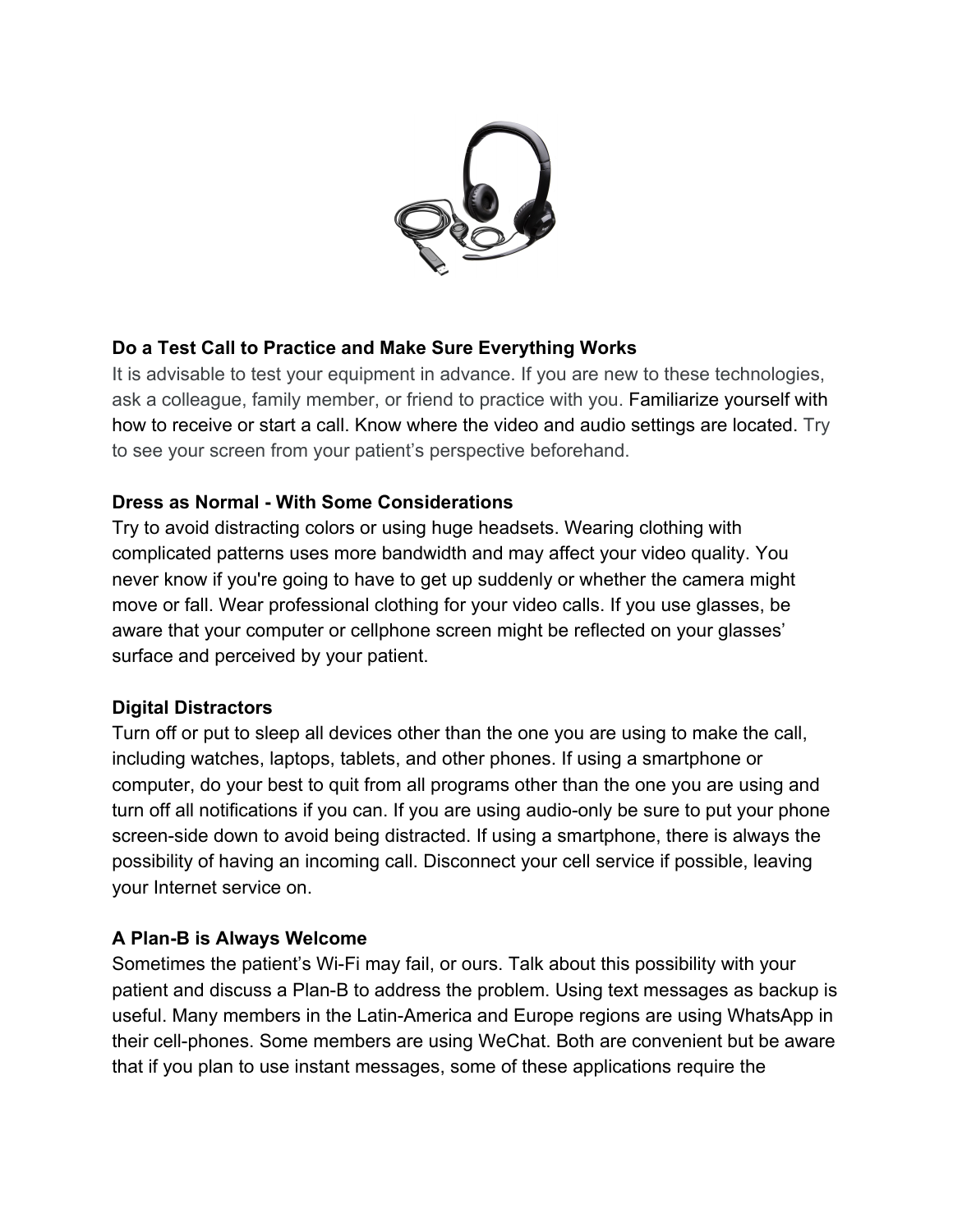**Do a Test Call to Practice and Make Sure Everything Works**

It is advisable to test your equipment in advance. If you are new to these technologies, ask a colleague, family member, or friend to practice with you. Familiarize yourself with how to receive or start a call. Know where the video and audio settings are located. Try to see your screen from your patient's perspective beforehand.

**Dress as Normal - With Some Considerations**

Try to avoid distracting colors or using huge headsets. Wearing clothing with complicated patterns uses more bandwidth and may affect your video quality. You never know if you're going to have to get up suddenly or whether the camera might move or fall. Wear professional clothing for your video calls. If you use glasses, be aware that your computer or cellphone screen might be reflected on your glasses' surface and perceived by your patient.

**Digital Distractors**

Turn off or put to sleep all devices other than the one you are using to make the call, including watches, laptops, tablets, and other phones. If using a smartphone or computer, do your best to quit from all programs other than the one you are using and turn off all notifications if you can. If you are using audio-only be sure to put your phone screen-side down to avoid being distracted. If using a smartphone, there is always the possibility of having an incoming call. Disconnect your cell service if possible, leaving your Internet service on.

**A Plan-B is Always Welcome**

Sometimes the patient's Wi-Fi may fail, or ours. Talk about this possibility with your patient and discuss a Plan-B to address the problem. Using text messages as backup is useful. Many members in the Latin-America and Europe regions are using WhatsApp in their cell-phones. Some members are using WeChat. Both are convenient but be aware that if you plan to use instant messages, some of these applications require the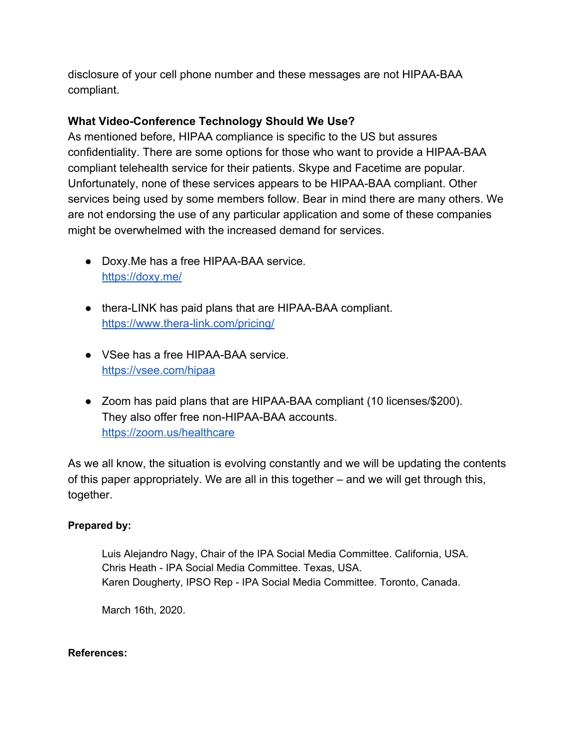disclosure of your cell phone number and these messages are not HIPAA-BAA compliant.

**What Video-Conference Technology Should We Use?**

As mentioned before, HIPAA compliance is specific to the US but assures confidentiality. There are some options for those who want to provide a HIPAA-BAA compliant telehealth service for their patients. Skype and Facetime are popular. Unfortunately, none of these services appears to be HIPAA-BAA compliant. Other services being used by some members follow. Bear in mind there are many others. We are not endorsing the use of any particular application and some of these companies might be overwhelmed with the increased demand for services.

- Doxy.Me has a free HIPAA-BAA service.
  [https://doxy.me/](https://doxy.me/)

- thera-LINK has paid plans that are HIPAA-BAA compliant.
  [https://www.thera-link.com/pricing/](https://www.thera-link.com/pricing/)

- VSee has a free HIPAA-BAA service.
  [https://vsee.com/hipaa](https://vsee.com/hipaa)

- Zoom has paid plans that are HIPAA-BAA compliant (10 licenses/$200). They also offer free non-HIPAA-BAA accounts.
  [https://zoom.us/healthcare](https://zoom.us/healthcare)

As we all know, the situation is evolving constantly and we will be updating the contents of this paper appropriately. We are all in this together – and we will get through this, together.

**Prepared by:**

Luis Alejandro Nagy, Chair of the IPA Social Media Committee. California, USA.
Chris Heath - IPA Social Media Committee. Texas, USA.
Karen Dougherty, IPSO Rep - IPA Social Media Committee. Toronto, Canada.

March 16th, 2020.

**References:**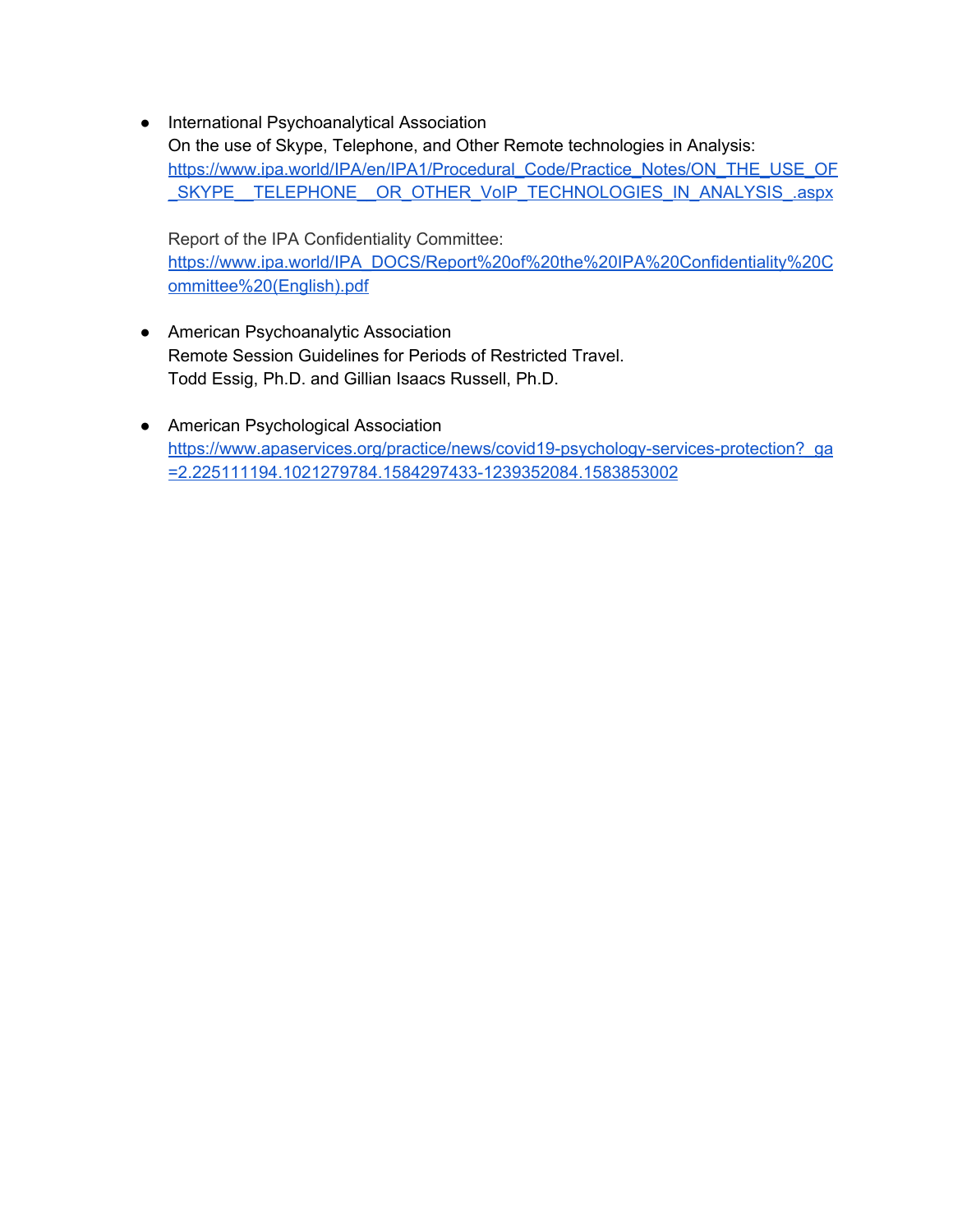- International Psychoanalytical Association
  On the use of Skype, Telephone, and Other Remote technologies in Analysis:
  https://www.ipa.world/IPA/en/IPA1/Procedural_Code/Practice_Notes/ON_THE_USE_OF_SKYPE__TELEPHONE__OR_OTHER_VoIP_TECHNOLOGIES_IN_ANALYSIS_.aspx

  Report of the IPA Confidentiality Committee:
  https://www.ipa.world/IPA_DOCS/Report%20of%20the%20IPA%20Confidentiality%20Committee%20(English).pdf

- American Psychoanalytic Association
  Remote Session Guidelines for Periods of Restricted Travel.
  Todd Essig, Ph.D. and Gillian Isaacs Russell, Ph.D.

- American Psychological Association
  https://www.apaservices.org/practice/news/covid19-psychology-services-protection?_ga=2.225111194.1021279784.1584297433-1239352084.1583853002